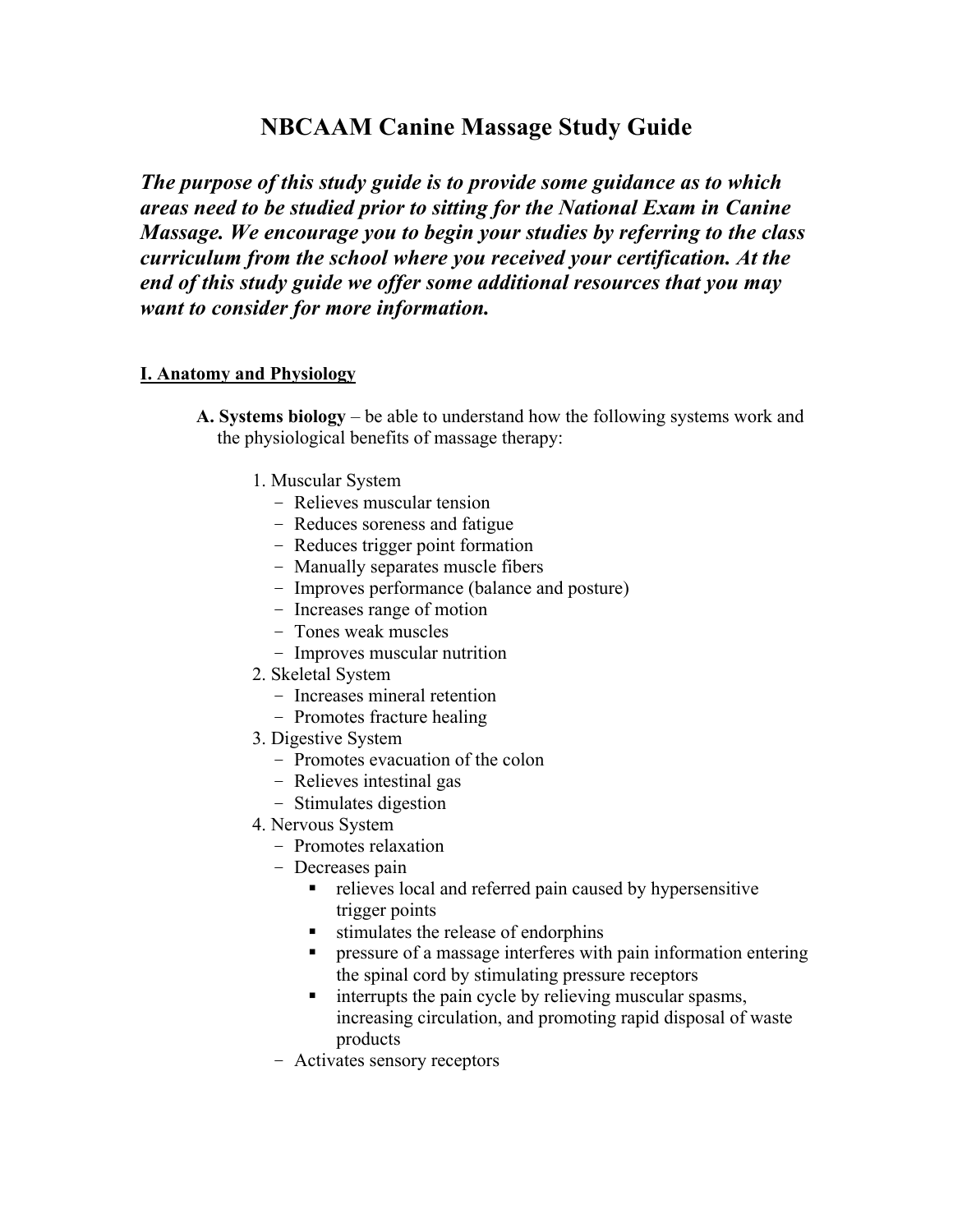# NBCAAM Canine Massage Study Guide

***The purpose of this study guide is to provide some guidance as to which areas need to be studied prior to sitting for the National Exam in Canine Massage. We encourage you to begin your studies by referring to the class curriculum from the school where you received your certification. At the end of this study guide we offer some additional resources that you may want to consider for more information.***

## I. Anatomy and Physiology

**A. Systems biology** – be able to understand how the following systems work and the physiological benefits of massage therapy:

1. Muscular System
   - Relieves muscular tension
   - Reduces soreness and fatigue
   - Reduces trigger point formation
   - Manually separates muscle fibers
   - Improves performance (balance and posture)
   - Increases range of motion
   - Tones weak muscles
   - Improves muscular nutrition
2. Skeletal System
   - Increases mineral retention
   - Promotes fracture healing
3. Digestive System
   - Promotes evacuation of the colon
   - Relieves intestinal gas
   - Stimulates digestion
4. Nervous System
   - Promotes relaxation
   - Decreases pain
     - relieves local and referred pain caused by hypersensitive trigger points
     - stimulates the release of endorphins
     - pressure of a massage interferes with pain information entering the spinal cord by stimulating pressure receptors
     - interrupts the pain cycle by relieving muscular spasms, increasing circulation, and promoting rapid disposal of waste products
   - Activates sensory receptors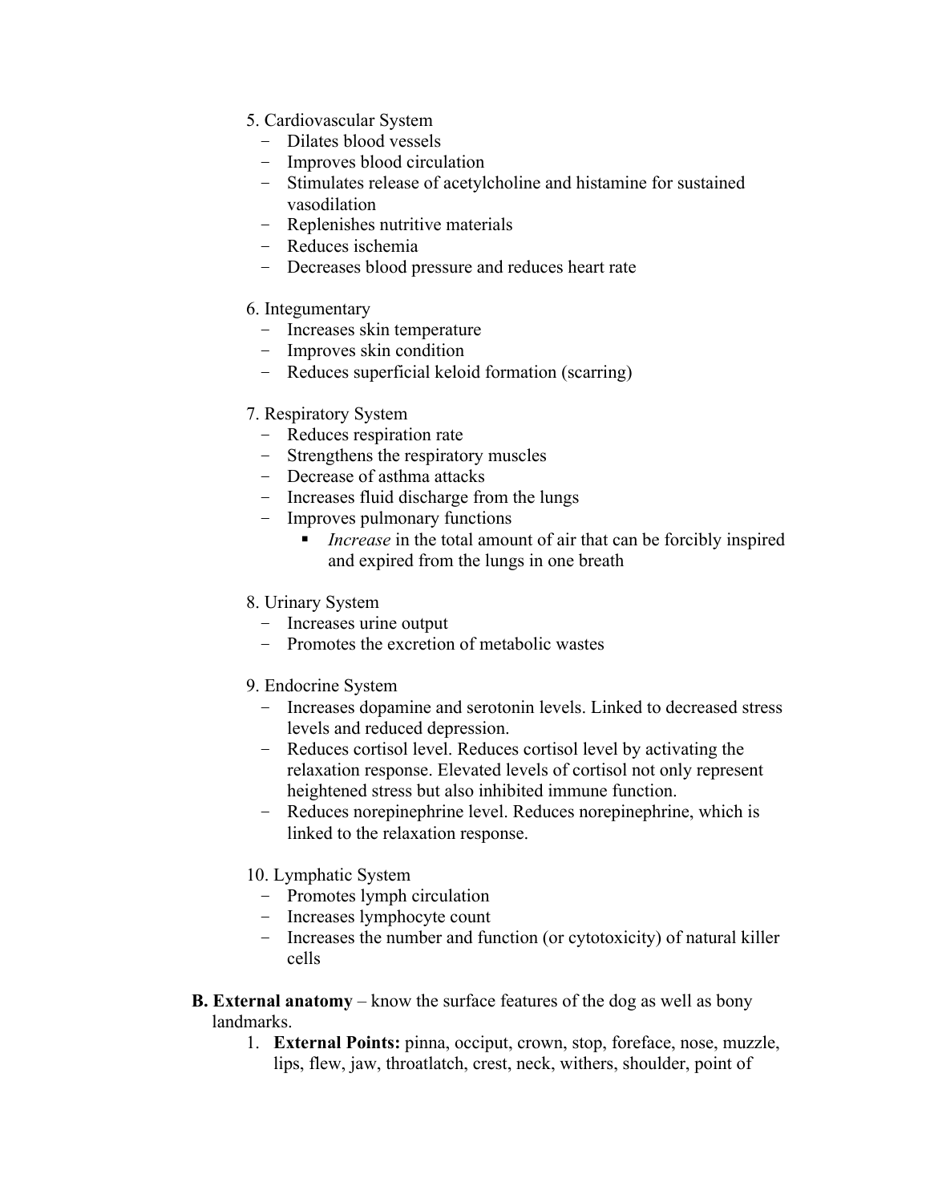5. Cardiovascular System
   - Dilates blood vessels
   - Improves blood circulation
   - Stimulates release of acetylcholine and histamine for sustained vasodilation
   - Replenishes nutritive materials
   - Reduces ischemia
   - Decreases blood pressure and reduces heart rate

6. Integumentary
   - Increases skin temperature
   - Improves skin condition
   - Reduces superficial keloid formation (scarring)

7. Respiratory System
   - Reduces respiration rate
   - Strengthens the respiratory muscles
   - Decrease of asthma attacks
   - Increases fluid discharge from the lungs
   - Improves pulmonary functions
     - *Increase* in the total amount of air that can be forcibly inspired and expired from the lungs in one breath

8. Urinary System
   - Increases urine output
   - Promotes the excretion of metabolic wastes

9. Endocrine System
   - Increases dopamine and serotonin levels. Linked to decreased stress levels and reduced depression.
   - Reduces cortisol level. Reduces cortisol level by activating the relaxation response. Elevated levels of cortisol not only represent heightened stress but also inhibited immune function.
   - Reduces norepinephrine level. Reduces norepinephrine, which is linked to the relaxation response.

10. Lymphatic System
    - Promotes lymph circulation
    - Increases lymphocyte count
    - Increases the number and function (or cytotoxicity) of natural killer cells

**B. External anatomy** – know the surface features of the dog as well as bony landmarks.

1. **External Points:** pinna, occiput, crown, stop, foreface, nose, muzzle, lips, flew, jaw, throatlatch, crest, neck, withers, shoulder, point of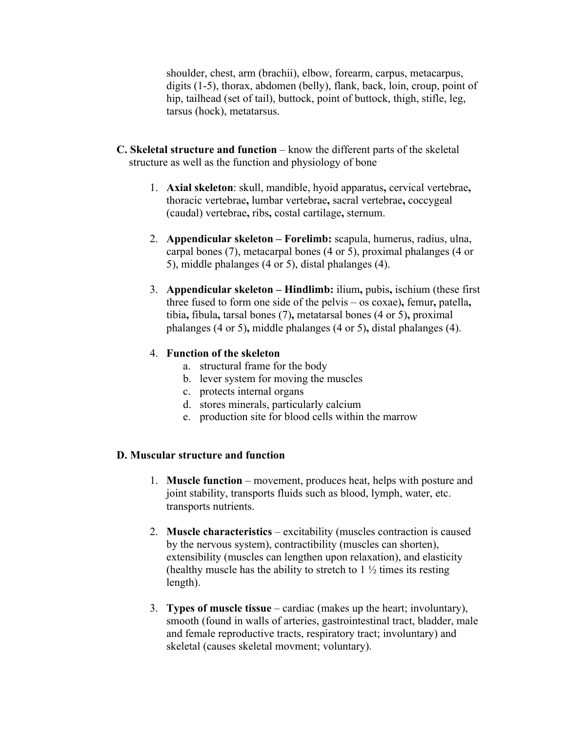shoulder, chest, arm (brachii), elbow, forearm, carpus, metacarpus, digits (1-5), thorax, abdomen (belly), flank, back, loin, croup, point of hip, tailhead (set of tail), buttock, point of buttock, thigh, stifle, leg, tarsus (hock), metatarsus.

**C. Skeletal structure and function** – know the different parts of the skeletal structure as well as the function and physiology of bone

1. **Axial skeleton**: skull, mandible, hyoid apparatus**,** cervical vertebrae**,** thoracic vertebrae**,** lumbar vertebrae**,** sacral vertebrae**,** coccygeal (caudal) vertebrae**,** ribs**,** costal cartilage**,** sternum.

2. **Appendicular skeleton – Forelimb:** scapula, humerus, radius, ulna, carpal bones (7), metacarpal bones (4 or 5), proximal phalanges (4 or 5), middle phalanges (4 or 5), distal phalanges (4).

3. **Appendicular skeleton – Hindlimb:** ilium**,** pubis**,** ischium (these first three fused to form one side of the pelvis – os coxae)**,** femur**,** patella**,** tibia**,** fibula**,** tarsal bones (7)**,** metatarsal bones (4 or 5)**,** proximal phalanges (4 or 5)**,** middle phalanges (4 or 5)**,** distal phalanges (4).

4. **Function of the skeleton**
   a. structural frame for the body
   b. lever system for moving the muscles
   c. protects internal organs
   d. stores minerals, particularly calcium
   e. production site for blood cells within the marrow

**D. Muscular structure and function**

1. **Muscle function** – movement, produces heat, helps with posture and joint stability, transports fluids such as blood, lymph, water, etc. transports nutrients.

2. **Muscle characteristics** – excitability (muscles contraction is caused by the nervous system), contractibility (muscles can shorten), extensibility (muscles can lengthen upon relaxation), and elasticity (healthy muscle has the ability to stretch to 1 ½ times its resting length).

3. **Types of muscle tissue** – cardiac (makes up the heart; involuntary), smooth (found in walls of arteries, gastrointestinal tract, bladder, male and female reproductive tracts, respiratory tract; involuntary) and skeletal (causes skeletal movment; voluntary).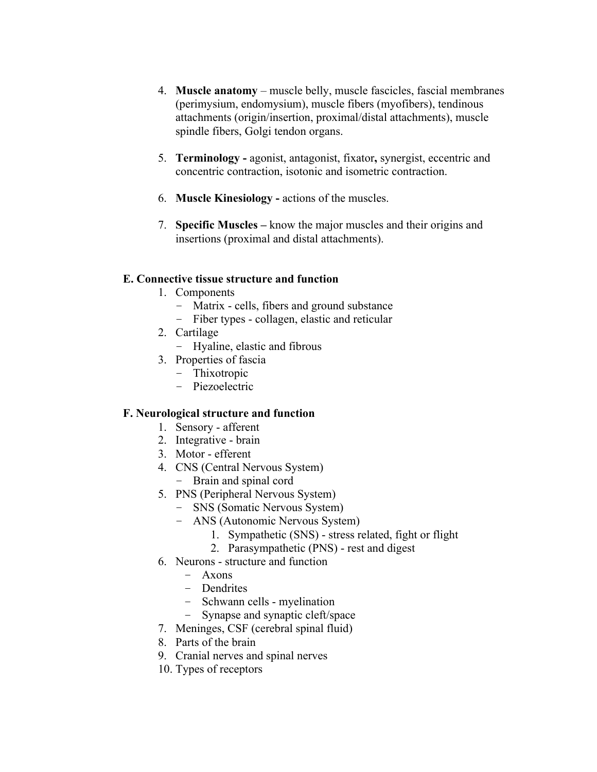4. **Muscle anatomy** – muscle belly, muscle fascicles, fascial membranes (perimysium, endomysium), muscle fibers (myofibers), tendinous attachments (origin/insertion, proximal/distal attachments), muscle spindle fibers, Golgi tendon organs.

5. **Terminology -** agonist, antagonist, fixator**,** synergist, eccentric and concentric contraction, isotonic and isometric contraction.

6. **Muscle Kinesiology -** actions of the muscles.

7. **Specific Muscles –** know the major muscles and their origins and insertions (proximal and distal attachments).

**E. Connective tissue structure and function**

1. Components
   - Matrix - cells, fibers and ground substance
   - Fiber types - collagen, elastic and reticular
2. Cartilage
   - Hyaline, elastic and fibrous
3. Properties of fascia
   - Thixotropic
   - Piezoelectric

**F. Neurological structure and function**

1. Sensory - afferent
2. Integrative - brain
3. Motor - efferent
4. CNS (Central Nervous System)
   - Brain and spinal cord
5. PNS (Peripheral Nervous System)
   - SNS (Somatic Nervous System)
   - ANS (Autonomic Nervous System)
     1. Sympathetic (SNS) - stress related, fight or flight
     2. Parasympathetic (PNS) - rest and digest
6. Neurons - structure and function
   - Axons
   - Dendrites
   - Schwann cells - myelination
   - Synapse and synaptic cleft/space
7. Meninges, CSF (cerebral spinal fluid)
8. Parts of the brain
9. Cranial nerves and spinal nerves
10. Types of receptors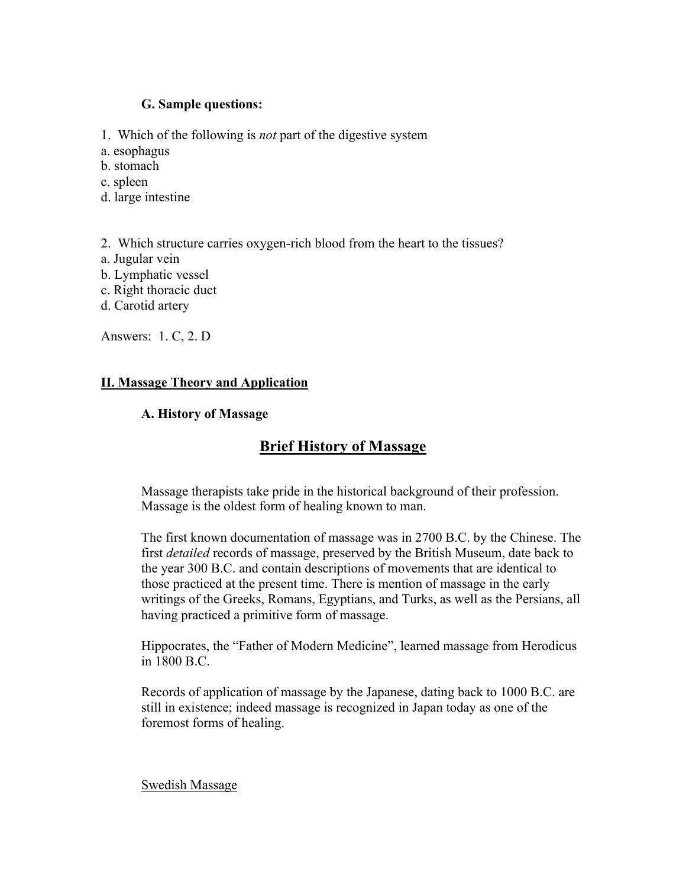### G. Sample questions:

1. Which of the following is *not* part of the digestive system
a. esophagus
b. stomach
c. spleen
d. large intestine

2. Which structure carries oxygen-rich blood from the heart to the tissues?
a. Jugular vein
b. Lymphatic vessel
c. Right thoracic duct
d. Carotid artery

Answers: 1. C, 2. D

## II. Massage Theory and Application

### A. History of Massage

# Brief History of Massage

Massage therapists take pride in the historical background of their profession. Massage is the oldest form of healing known to man.

The first known documentation of massage was in 2700 B.C. by the Chinese. The first *detailed* records of massage, preserved by the British Museum, date back to the year 300 B.C. and contain descriptions of movements that are identical to those practiced at the present time. There is mention of massage in the early writings of the Greeks, Romans, Egyptians, and Turks, as well as the Persians, all having practiced a primitive form of massage.

Hippocrates, the "Father of Modern Medicine", learned massage from Herodicus in 1800 B.C.

Records of application of massage by the Japanese, dating back to 1000 B.C. are still in existence; indeed massage is recognized in Japan today as one of the foremost forms of healing.

Swedish Massage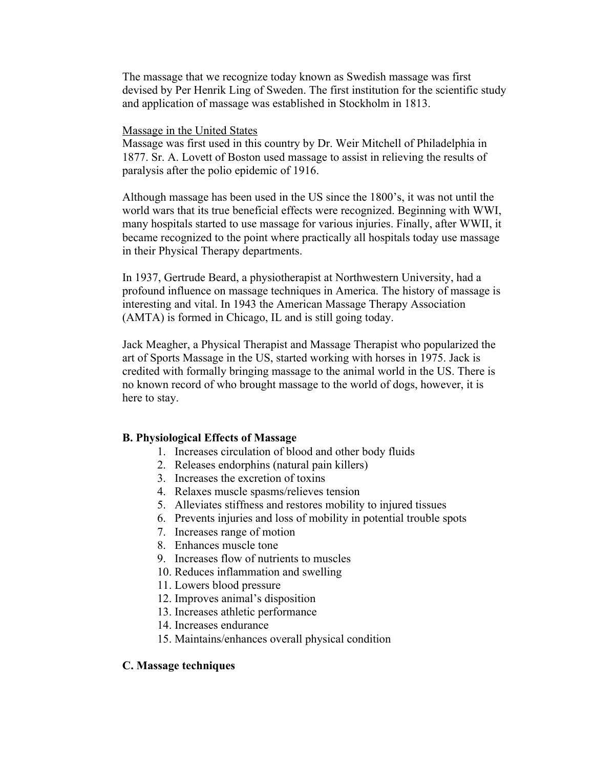The massage that we recognize today known as Swedish massage was first devised by Per Henrik Ling of Sweden. The first institution for the scientific study and application of massage was established in Stockholm in 1813.

<u>Massage in the United States</u>
Massage was first used in this country by Dr. Weir Mitchell of Philadelphia in 1877. Sr. A. Lovett of Boston used massage to assist in relieving the results of paralysis after the polio epidemic of 1916.

Although massage has been used in the US since the 1800's, it was not until the world wars that its true beneficial effects were recognized. Beginning with WWI, many hospitals started to use massage for various injuries. Finally, after WWII, it became recognized to the point where practically all hospitals today use massage in their Physical Therapy departments.

In 1937, Gertrude Beard, a physiotherapist at Northwestern University, had a profound influence on massage techniques in America. The history of massage is interesting and vital. In 1943 the American Massage Therapy Association (AMTA) is formed in Chicago, IL and is still going today.

Jack Meagher, a Physical Therapist and Massage Therapist who popularized the art of Sports Massage in the US, started working with horses in 1975. Jack is credited with formally bringing massage to the animal world in the US. There is no known record of who brought massage to the world of dogs, however, it is here to stay.

### B. Physiological Effects of Massage

1. Increases circulation of blood and other body fluids
2. Releases endorphins (natural pain killers)
3. Increases the excretion of toxins
4. Relaxes muscle spasms/relieves tension
5. Alleviates stiffness and restores mobility to injured tissues
6. Prevents injuries and loss of mobility in potential trouble spots
7. Increases range of motion
8. Enhances muscle tone
9. Increases flow of nutrients to muscles
10. Reduces inflammation and swelling
11. Lowers blood pressure
12. Improves animal's disposition
13. Increases athletic performance
14. Increases endurance
15. Maintains/enhances overall physical condition

### C. Massage techniques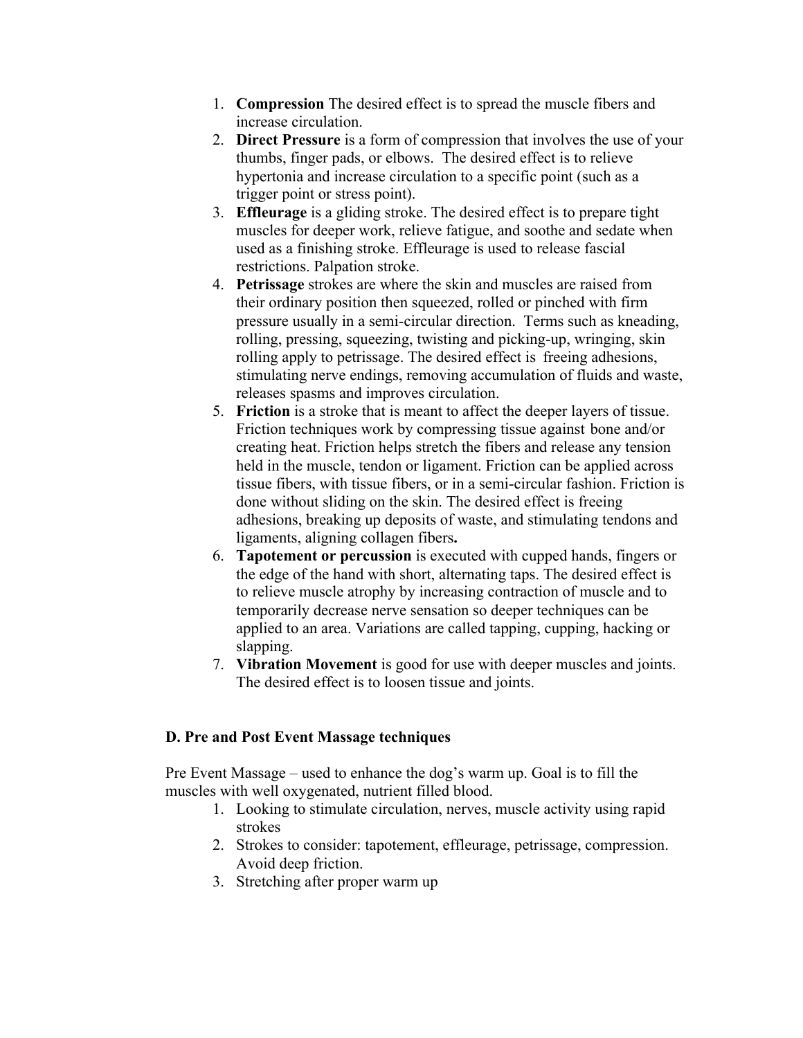1. **Compression** The desired effect is to spread the muscle fibers and increase circulation.
2. **Direct Pressure** is a form of compression that involves the use of your thumbs, finger pads, or elbows. The desired effect is to relieve hypertonia and increase circulation to a specific point (such as a trigger point or stress point).
3. **Effleurage** is a gliding stroke. The desired effect is to prepare tight muscles for deeper work, relieve fatigue, and soothe and sedate when used as a finishing stroke. Effleurage is used to release fascial restrictions. Palpation stroke.
4. **Petrissage** strokes are where the skin and muscles are raised from their ordinary position then squeezed, rolled or pinched with firm pressure usually in a semi-circular direction. Terms such as kneading, rolling, pressing, squeezing, twisting and picking-up, wringing, skin rolling apply to petrissage. The desired effect is freeing adhesions, stimulating nerve endings, removing accumulation of fluids and waste, releases spasms and improves circulation.
5. **Friction** is a stroke that is meant to affect the deeper layers of tissue. Friction techniques work by compressing tissue against bone and/or creating heat. Friction helps stretch the fibers and release any tension held in the muscle, tendon or ligament. Friction can be applied across tissue fibers, with tissue fibers, or in a semi-circular fashion. Friction is done without sliding on the skin. The desired effect is freeing adhesions, breaking up deposits of waste, and stimulating tendons and ligaments, aligning collagen fibers**.**
6. **Tapotement or percussion** is executed with cupped hands, fingers or the edge of the hand with short, alternating taps. The desired effect is to relieve muscle atrophy by increasing contraction of muscle and to temporarily decrease nerve sensation so deeper techniques can be applied to an area. Variations are called tapping, cupping, hacking or slapping.
7. **Vibration Movement** is good for use with deeper muscles and joints. The desired effect is to loosen tissue and joints.

### D. Pre and Post Event Massage techniques

Pre Event Massage – used to enhance the dog's warm up. Goal is to fill the muscles with well oxygenated, nutrient filled blood.

1. Looking to stimulate circulation, nerves, muscle activity using rapid strokes
2. Strokes to consider: tapotement, effleurage, petrissage, compression. Avoid deep friction.
3. Stretching after proper warm up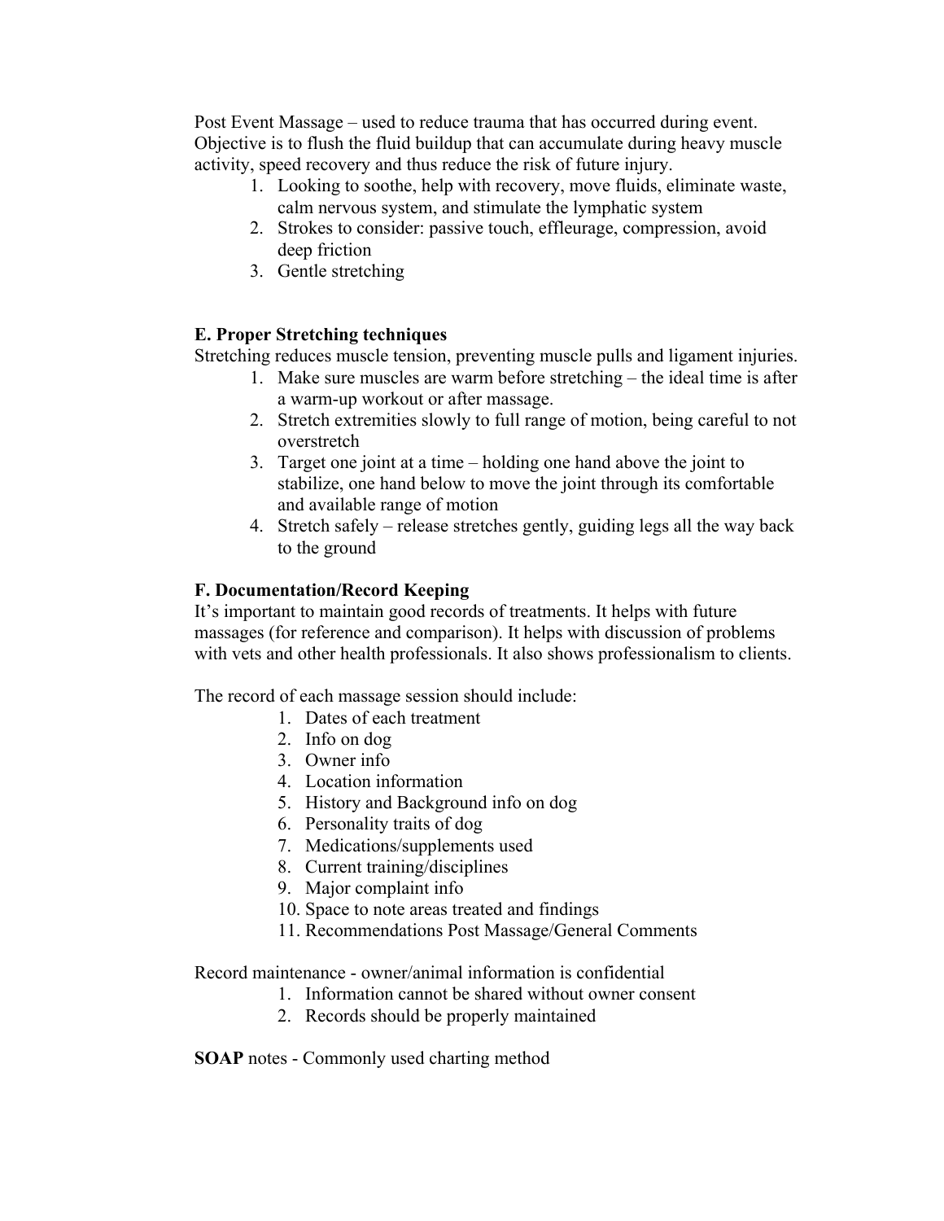Post Event Massage – used to reduce trauma that has occurred during event. Objective is to flush the fluid buildup that can accumulate during heavy muscle activity, speed recovery and thus reduce the risk of future injury.

1. Looking to soothe, help with recovery, move fluids, eliminate waste, calm nervous system, and stimulate the lymphatic system
2. Strokes to consider: passive touch, effleurage, compression, avoid deep friction
3. Gentle stretching

**E. Proper Stretching techniques**

Stretching reduces muscle tension, preventing muscle pulls and ligament injuries.

1. Make sure muscles are warm before stretching – the ideal time is after a warm-up workout or after massage.
2. Stretch extremities slowly to full range of motion, being careful to not overstretch
3. Target one joint at a time – holding one hand above the joint to stabilize, one hand below to move the joint through its comfortable and available range of motion
4. Stretch safely – release stretches gently, guiding legs all the way back to the ground

**F. Documentation/Record Keeping**

It's important to maintain good records of treatments. It helps with future massages (for reference and comparison). It helps with discussion of problems with vets and other health professionals. It also shows professionalism to clients.

The record of each massage session should include:

1. Dates of each treatment
2. Info on dog
3. Owner info
4. Location information
5. History and Background info on dog
6. Personality traits of dog
7. Medications/supplements used
8. Current training/disciplines
9. Major complaint info
10. Space to note areas treated and findings
11. Recommendations Post Massage/General Comments

Record maintenance - owner/animal information is confidential

1. Information cannot be shared without owner consent
2. Records should be properly maintained

**SOAP** notes - Commonly used charting method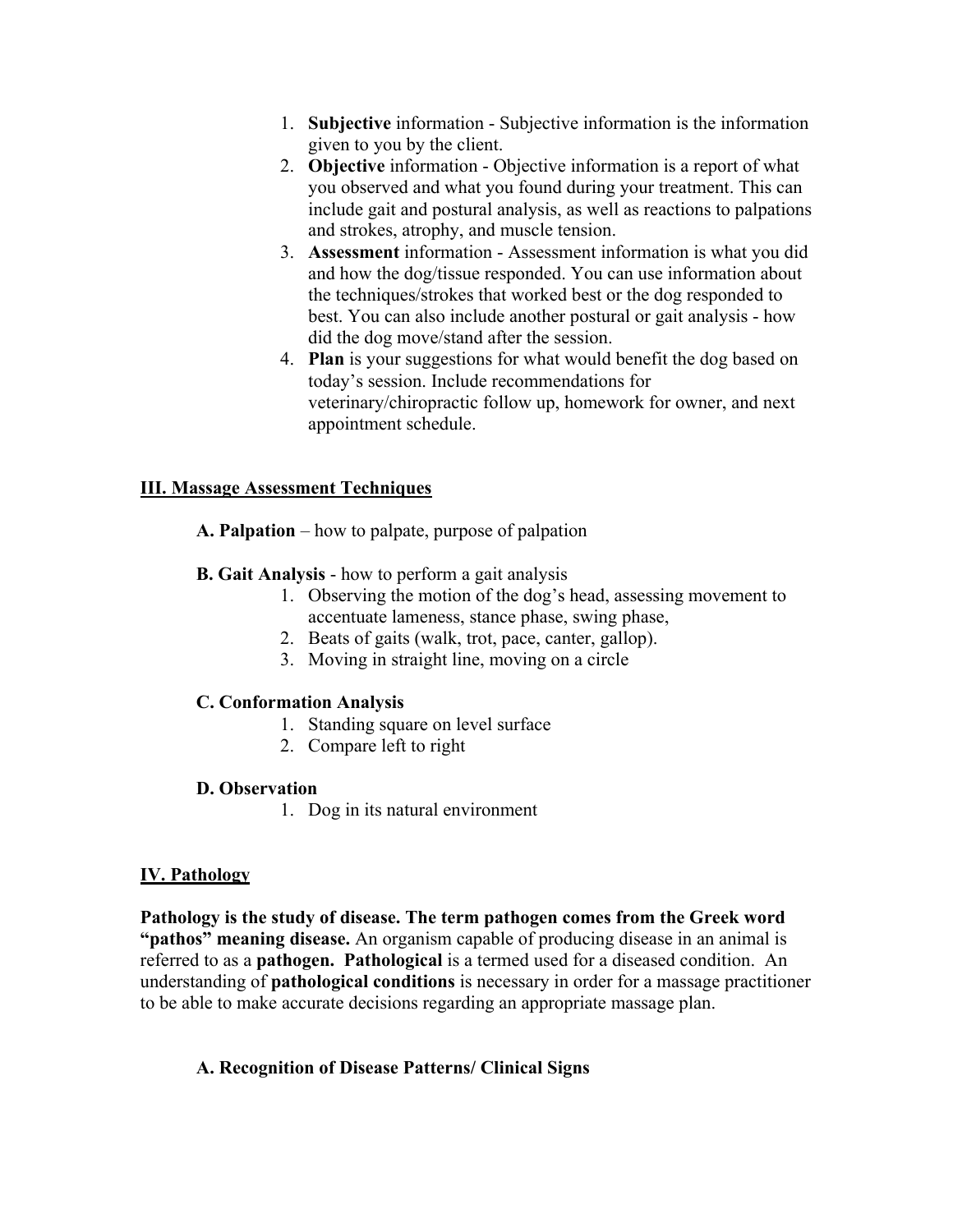1. **Subjective** information - Subjective information is the information given to you by the client.
2. **Objective** information - Objective information is a report of what you observed and what you found during your treatment. This can include gait and postural analysis, as well as reactions to palpations and strokes, atrophy, and muscle tension.
3. **Assessment** information - Assessment information is what you did and how the dog/tissue responded. You can use information about the techniques/strokes that worked best or the dog responded to best. You can also include another postural or gait analysis - how did the dog move/stand after the session.
4. **Plan** is your suggestions for what would benefit the dog based on today's session. Include recommendations for veterinary/chiropractic follow up, homework for owner, and next appointment schedule.

## III. Massage Assessment Techniques

**A. Palpation** – how to palpate, purpose of palpation

**B. Gait Analysis** - how to perform a gait analysis

1. Observing the motion of the dog's head, assessing movement to accentuate lameness, stance phase, swing phase,
2. Beats of gaits (walk, trot, pace, canter, gallop).
3. Moving in straight line, moving on a circle

**C. Conformation Analysis**

1. Standing square on level surface
2. Compare left to right

**D. Observation**

1. Dog in its natural environment

## IV. Pathology

**Pathology is the study of disease. The term pathogen comes from the Greek word "pathos" meaning disease.** An organism capable of producing disease in an animal is referred to as a **pathogen. Pathological** is a termed used for a diseased condition. An understanding of **pathological conditions** is necessary in order for a massage practitioner to be able to make accurate decisions regarding an appropriate massage plan.

### A. Recognition of Disease Patterns/ Clinical Signs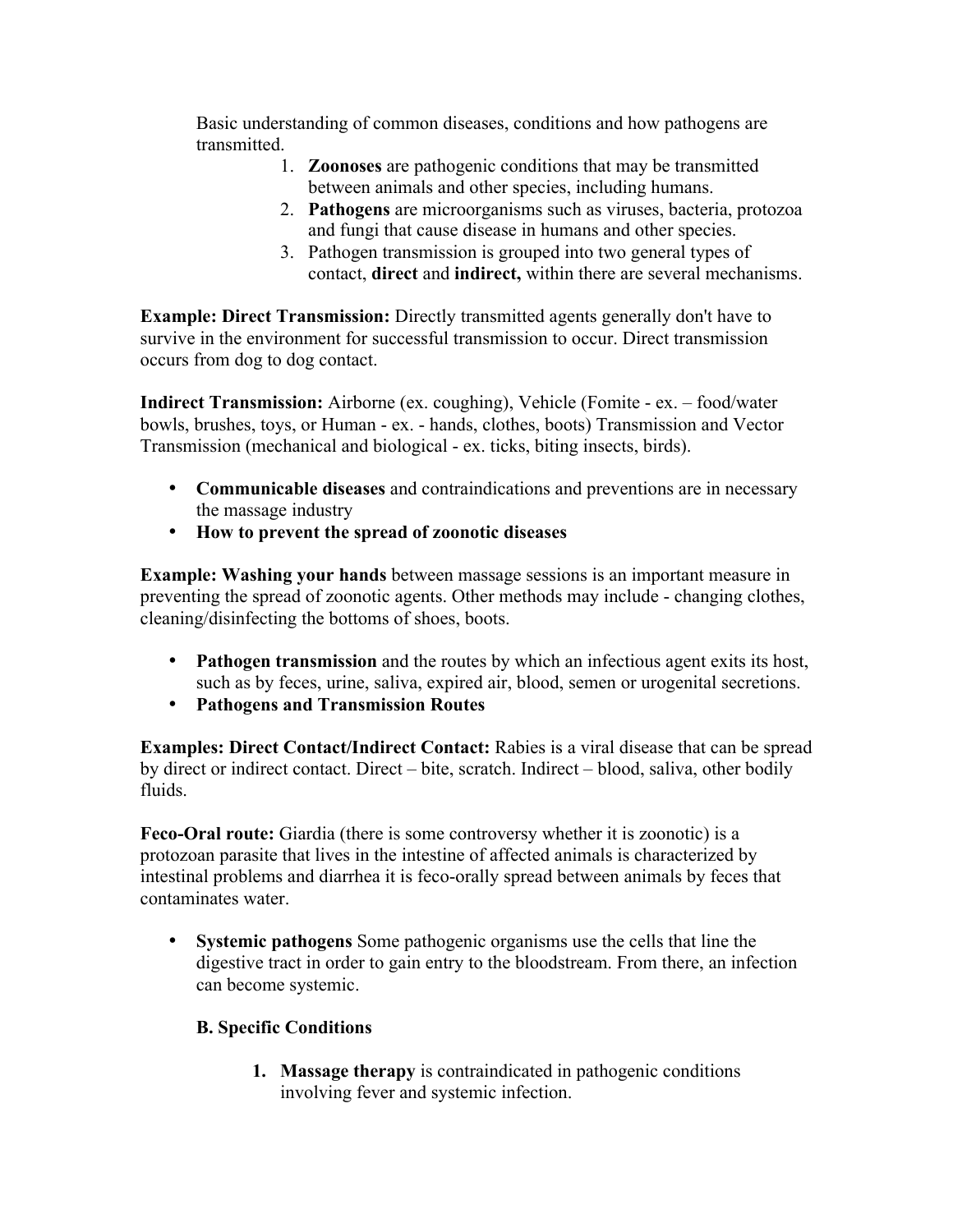Basic understanding of common diseases, conditions and how pathogens are transmitted.

1. **Zoonoses** are pathogenic conditions that may be transmitted between animals and other species, including humans.
2. **Pathogens** are microorganisms such as viruses, bacteria, protozoa and fungi that cause disease in humans and other species.
3. Pathogen transmission is grouped into two general types of contact, **direct** and **indirect,** within there are several mechanisms.

**Example: Direct Transmission:** Directly transmitted agents generally don't have to survive in the environment for successful transmission to occur. Direct transmission occurs from dog to dog contact.

**Indirect Transmission:** Airborne (ex. coughing), Vehicle (Fomite - ex. – food/water bowls, brushes, toys, or Human - ex. - hands, clothes, boots) Transmission and Vector Transmission (mechanical and biological - ex. ticks, biting insects, birds).

- **Communicable diseases** and contraindications and preventions are in necessary the massage industry
- **How to prevent the spread of zoonotic diseases**

**Example: Washing your hands** between massage sessions is an important measure in preventing the spread of zoonotic agents. Other methods may include - changing clothes, cleaning/disinfecting the bottoms of shoes, boots.

- **Pathogen transmission** and the routes by which an infectious agent exits its host, such as by feces, urine, saliva, expired air, blood, semen or urogenital secretions.
- **Pathogens and Transmission Routes**

**Examples: Direct Contact/Indirect Contact:** Rabies is a viral disease that can be spread by direct or indirect contact. Direct – bite, scratch. Indirect – blood, saliva, other bodily fluids.

**Feco-Oral route:** Giardia (there is some controversy whether it is zoonotic) is a protozoan parasite that lives in the intestine of affected animals is characterized by intestinal problems and diarrhea it is feco-orally spread between animals by feces that contaminates water.

- **Systemic pathogens** Some pathogenic organisms use the cells that line the digestive tract in order to gain entry to the bloodstream. From there, an infection can become systemic.

**B. Specific Conditions**

1. **Massage therapy** is contraindicated in pathogenic conditions involving fever and systemic infection.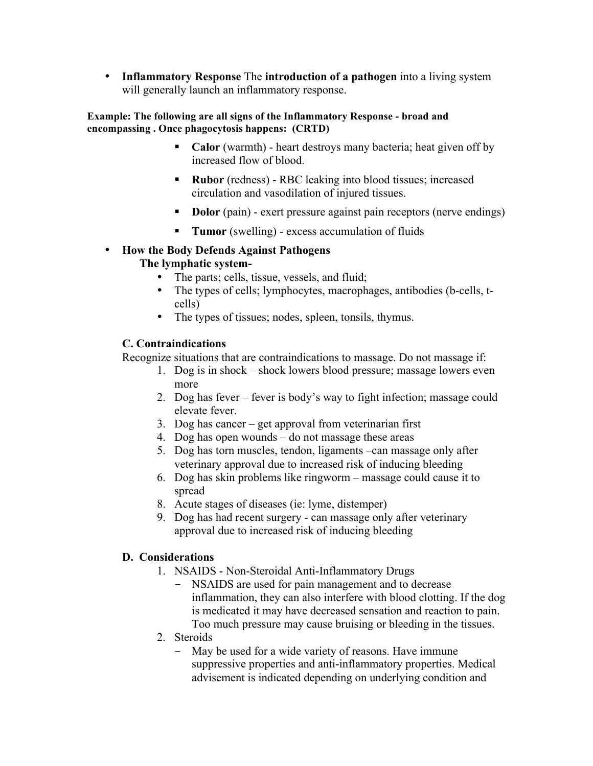- **Inflammatory Response** The **introduction of a pathogen** into a living system will generally launch an inflammatory response.

**Example: The following are all signs of the Inflammatory Response - broad and encompassing . Once phagocytosis happens: (CRTD)**

- **Calor** (warmth) - heart destroys many bacteria; heat given off by increased flow of blood.
- **Rubor** (redness) - RBC leaking into blood tissues; increased circulation and vasodilation of injured tissues.
- **Dolor** (pain) - exert pressure against pain receptors (nerve endings)
- **Tumor** (swelling) - excess accumulation of fluids

- **How the Body Defends Against Pathogens**
  **The lymphatic system-**
  - The parts; cells, tissue, vessels, and fluid;
  - The types of cells; lymphocytes, macrophages, antibodies (b-cells, t-cells)
  - The types of tissues; nodes, spleen, tonsils, thymus.

### C. Contraindications

Recognize situations that are contraindications to massage. Do not massage if:

1. Dog is in shock – shock lowers blood pressure; massage lowers even more
2. Dog has fever – fever is body's way to fight infection; massage could elevate fever.
3. Dog has cancer – get approval from veterinarian first
4. Dog has open wounds – do not massage these areas
5. Dog has torn muscles, tendon, ligaments –can massage only after veterinary approval due to increased risk of inducing bleeding
6. Dog has skin problems like ringworm – massage could cause it to spread
8. Acute stages of diseases (ie: lyme, distemper)
9. Dog has had recent surgery - can massage only after veterinary approval due to increased risk of inducing bleeding

### D. Considerations

1. NSAIDS - Non-Steroidal Anti-Inflammatory Drugs
   - NSAIDS are used for pain management and to decrease inflammation, they can also interfere with blood clotting. If the dog is medicated it may have decreased sensation and reaction to pain. Too much pressure may cause bruising or bleeding in the tissues.
2. Steroids
   - May be used for a wide variety of reasons. Have immune suppressive properties and anti-inflammatory properties. Medical advisement is indicated depending on underlying condition and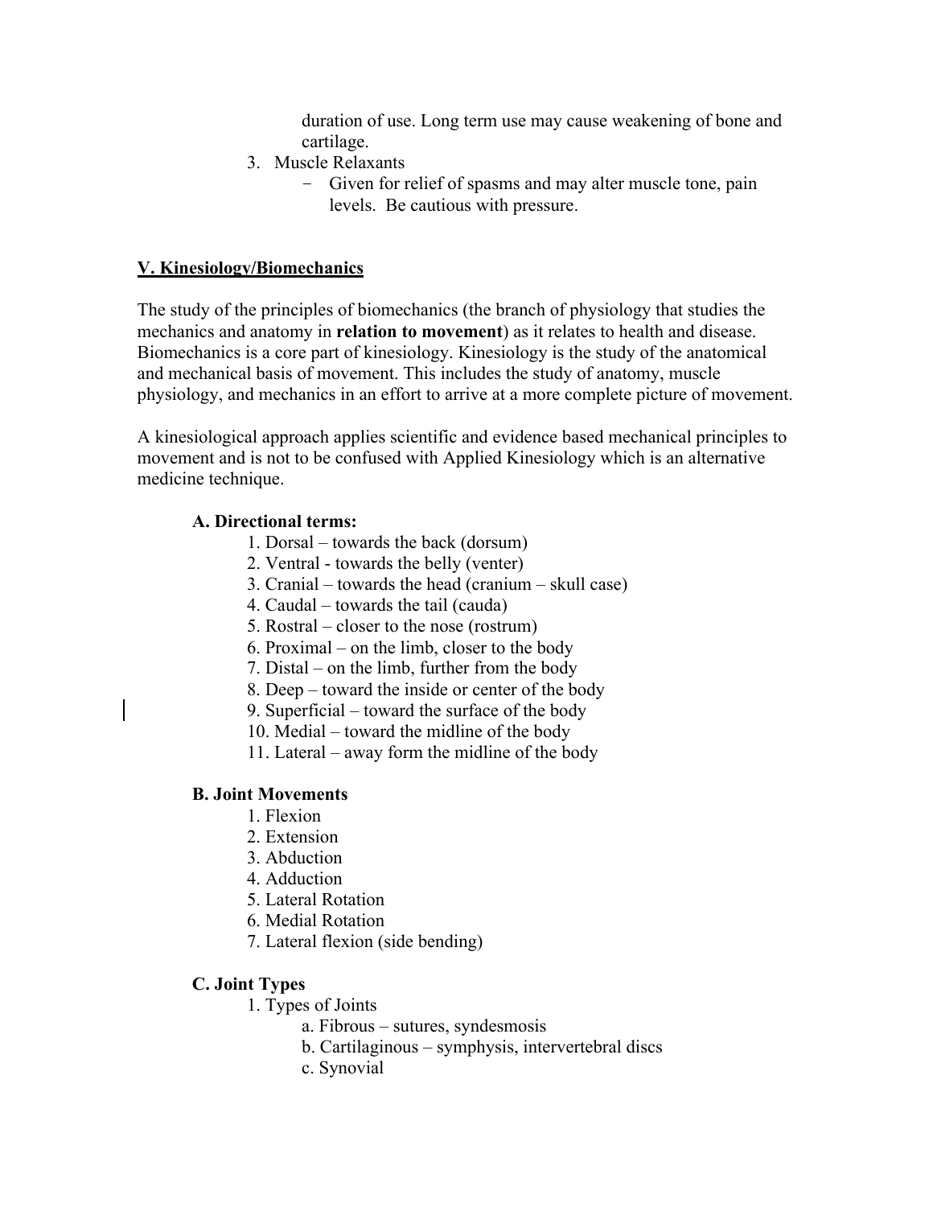duration of use. Long term use may cause weakening of bone and cartilage.

3. Muscle Relaxants
   - Given for relief of spasms and may alter muscle tone, pain levels. Be cautious with pressure.

## V. Kinesiology/Biomechanics

The study of the principles of biomechanics (the branch of physiology that studies the mechanics and anatomy in **relation to movement**) as it relates to health and disease. Biomechanics is a core part of kinesiology. Kinesiology is the study of the anatomical and mechanical basis of movement. This includes the study of anatomy, muscle physiology, and mechanics in an effort to arrive at a more complete picture of movement.

A kinesiological approach applies scientific and evidence based mechanical principles to movement and is not to be confused with Applied Kinesiology which is an alternative medicine technique.

### A. Directional terms:

1. Dorsal – towards the back (dorsum)
2. Ventral - towards the belly (venter)
3. Cranial – towards the head (cranium – skull case)
4. Caudal – towards the tail (cauda)
5. Rostral – closer to the nose (rostrum)
6. Proximal – on the limb, closer to the body
7. Distal – on the limb, further from the body
8. Deep – toward the inside or center of the body
9. Superficial – toward the surface of the body
10. Medial – toward the midline of the body
11. Lateral – away form the midline of the body

### B. Joint Movements

1. Flexion
2. Extension
3. Abduction
4. Adduction
5. Lateral Rotation
6. Medial Rotation
7. Lateral flexion (side bending)

### C. Joint Types

1. Types of Joints
   a. Fibrous – sutures, syndesmosis
   b. Cartilaginous – symphysis, intervertebral discs
   c. Synovial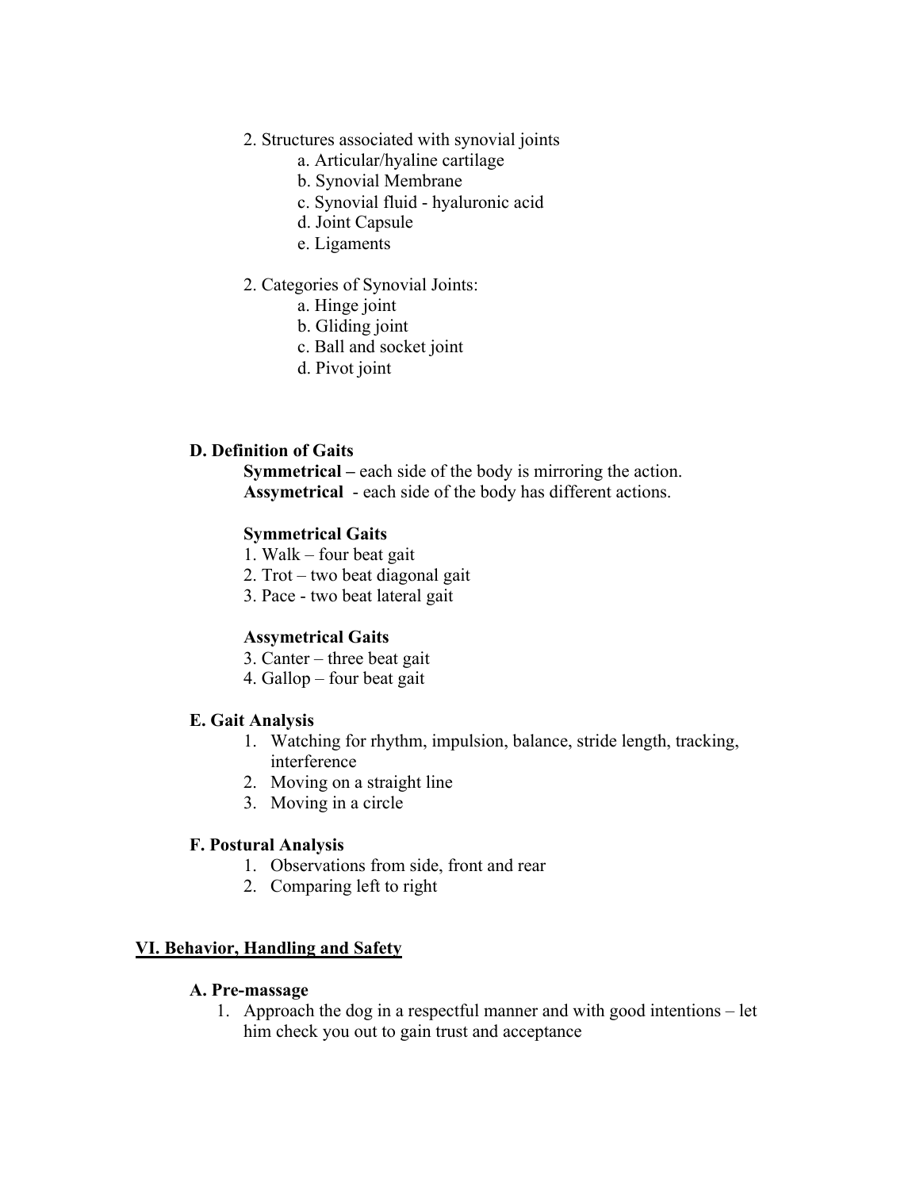2. Structures associated with synovial joints
    a. Articular/hyaline cartilage
    b. Synovial Membrane
    c. Synovial fluid - hyaluronic acid
    d. Joint Capsule
    e. Ligaments

2. Categories of Synovial Joints:
    a. Hinge joint
    b. Gliding joint
    c. Ball and socket joint
    d. Pivot joint

### D. Definition of Gaits

**Symmetrical –** each side of the body is mirroring the action.
**Assymetrical** - each side of the body has different actions.

**Symmetrical Gaits**

1. Walk – four beat gait
2. Trot – two beat diagonal gait
3. Pace - two beat lateral gait

**Assymetrical Gaits**

3. Canter – three beat gait
4. Gallop – four beat gait

### E. Gait Analysis

1. Watching for rhythm, impulsion, balance, stride length, tracking, interference
2. Moving on a straight line
3. Moving in a circle

### F. Postural Analysis

1. Observations from side, front and rear
2. Comparing left to right

## VI. Behavior, Handling and Safety

### A. Pre-massage

1. Approach the dog in a respectful manner and with good intentions – let him check you out to gain trust and acceptance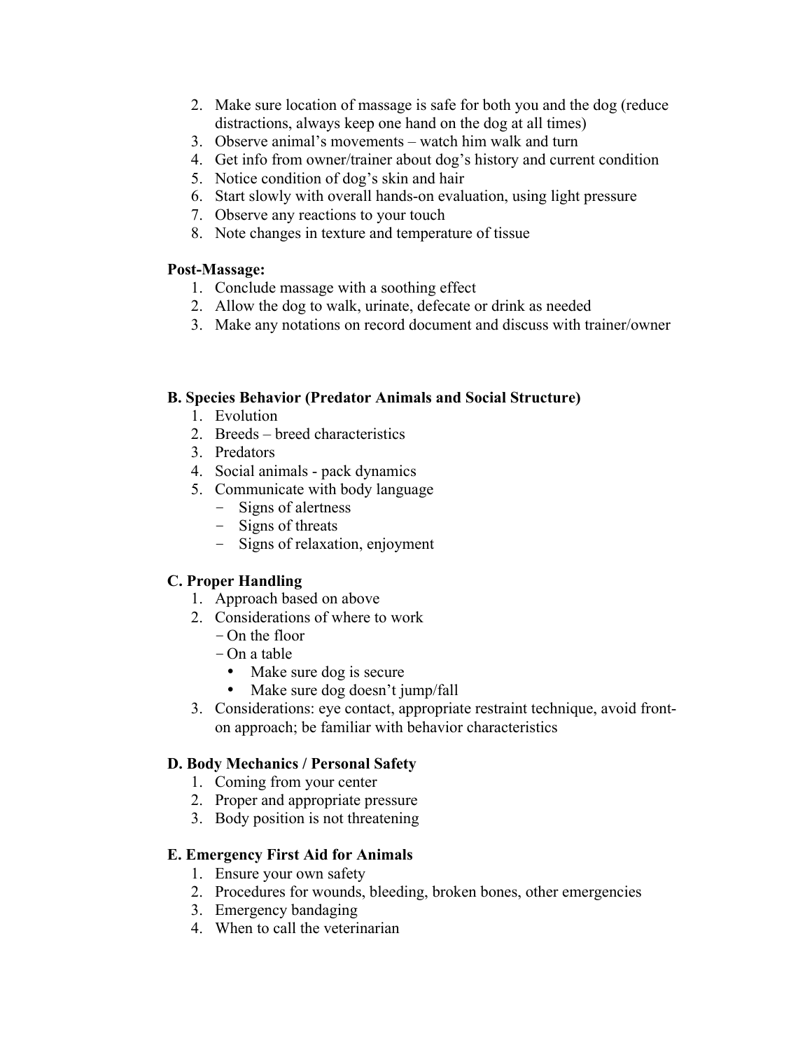2. Make sure location of massage is safe for both you and the dog (reduce distractions, always keep one hand on the dog at all times)
3. Observe animal's movements – watch him walk and turn
4. Get info from owner/trainer about dog's history and current condition
5. Notice condition of dog's skin and hair
6. Start slowly with overall hands-on evaluation, using light pressure
7. Observe any reactions to your touch
8. Note changes in texture and temperature of tissue

**Post-Massage:**

1. Conclude massage with a soothing effect
2. Allow the dog to walk, urinate, defecate or drink as needed
3. Make any notations on record document and discuss with trainer/owner

**B. Species Behavior (Predator Animals and Social Structure)**

1. Evolution
2. Breeds – breed characteristics
3. Predators
4. Social animals - pack dynamics
5. Communicate with body language
   - Signs of alertness
   - Signs of threats
   - Signs of relaxation, enjoyment

**C. Proper Handling**

1. Approach based on above
2. Considerations of where to work
   - On the floor
   - On a table
     - Make sure dog is secure
     - Make sure dog doesn't jump/fall
3. Considerations: eye contact, appropriate restraint technique, avoid front-on approach; be familiar with behavior characteristics

**D. Body Mechanics / Personal Safety**

1. Coming from your center
2. Proper and appropriate pressure
3. Body position is not threatening

**E. Emergency First Aid for Animals**

1. Ensure your own safety
2. Procedures for wounds, bleeding, broken bones, other emergencies
3. Emergency bandaging
4. When to call the veterinarian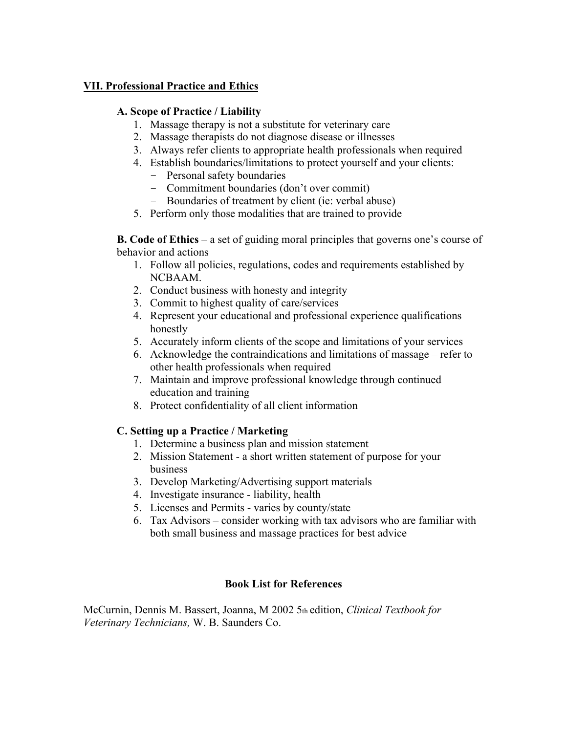## VII. Professional Practice and Ethics

### A. Scope of Practice / Liability

1. Massage therapy is not a substitute for veterinary care
2. Massage therapists do not diagnose disease or illnesses
3. Always refer clients to appropriate health professionals when required
4. Establish boundaries/limitations to protect yourself and your clients:
   - Personal safety boundaries
   - Commitment boundaries (don't over commit)
   - Boundaries of treatment by client (ie: verbal abuse)
5. Perform only those modalities that are trained to provide

**B. Code of Ethics** – a set of guiding moral principles that governs one's course of behavior and actions

1. Follow all policies, regulations, codes and requirements established by NCBAAM.
2. Conduct business with honesty and integrity
3. Commit to highest quality of care/services
4. Represent your educational and professional experience qualifications honestly
5. Accurately inform clients of the scope and limitations of your services
6. Acknowledge the contraindications and limitations of massage – refer to other health professionals when required
7. Maintain and improve professional knowledge through continued education and training
8. Protect confidentiality of all client information

### C. Setting up a Practice / Marketing

1. Determine a business plan and mission statement
2. Mission Statement - a short written statement of purpose for your business
3. Develop Marketing/Advertising support materials
4. Investigate insurance - liability, health
5. Licenses and Permits - varies by county/state
6. Tax Advisors – consider working with tax advisors who are familiar with both small business and massage practices for best advice

## Book List for References

McCurnin, Dennis M. Bassert, Joanna, M 2002 5th edition, *Clinical Textbook for Veterinary Technicians,* W. B. Saunders Co.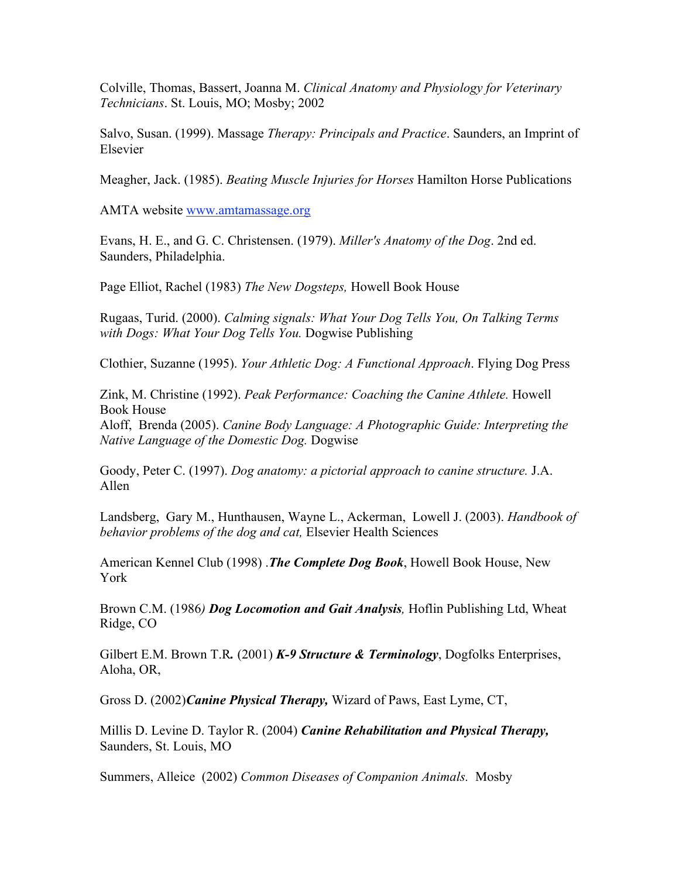Colville, Thomas, Bassert, Joanna M. *Clinical Anatomy and Physiology for Veterinary Technicians*. St. Louis, MO; Mosby; 2002

Salvo, Susan. (1999). Massage *Therapy: Principals and Practice*. Saunders, an Imprint of Elsevier

Meagher, Jack. (1985). *Beating Muscle Injuries for Horses* Hamilton Horse Publications

AMTA website [www.amtamassage.org](http://www.amtamassage.org)

Evans, H. E., and G. C. Christensen. (1979). *Miller's Anatomy of the Dog*. 2nd ed. Saunders, Philadelphia.

Page Elliot, Rachel (1983) *The New Dogsteps,* Howell Book House

Rugaas, Turid. (2000). *Calming signals: What Your Dog Tells You, On Talking Terms with Dogs: What Your Dog Tells You.* Dogwise Publishing

Clothier, Suzanne (1995). *Your Athletic Dog: A Functional Approach*. Flying Dog Press

Zink, M. Christine (1992). *Peak Performance: Coaching the Canine Athlete.* Howell Book House
Aloff, Brenda (2005). *Canine Body Language: A Photographic Guide: Interpreting the Native Language of the Domestic Dog.* Dogwise

Goody, Peter C. (1997). *Dog anatomy: a pictorial approach to canine structure.* J.A. Allen

Landsberg, Gary M., Hunthausen, Wayne L., Ackerman, Lowell J. (2003). *Handbook of behavior problems of the dog and cat,* Elsevier Health Sciences

American Kennel Club (1998) .***The Complete Dog Book***, Howell Book House, New York

Brown C.M. (1986*)* ***Dog Locomotion and Gait Analysis**,* Hoflin Publishing Ltd, Wheat Ridge, CO

Gilbert E.M. Brown T.R**.** (2001) ***K-9 Structure & Terminology***, Dogfolks Enterprises, Aloha, OR,

Gross D. (2002)***Canine Physical Therapy,*** Wizard of Paws, East Lyme, CT,

Millis D. Levine D. Taylor R. (2004) ***Canine Rehabilitation and Physical Therapy,*** Saunders, St. Louis, MO

Summers, Alleice (2002) *Common Diseases of Companion Animals.* Mosby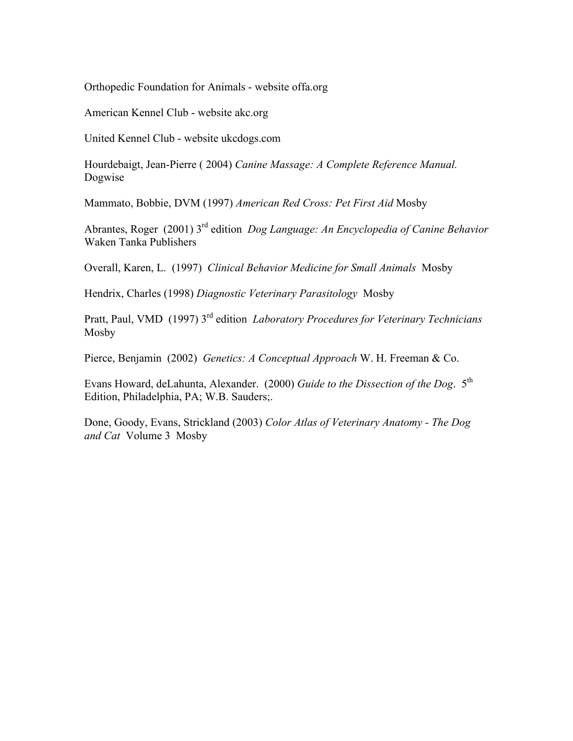Orthopedic Foundation for Animals - website offa.org

American Kennel Club - website akc.org

United Kennel Club - website ukcdogs.com

Hourdebaigt, Jean-Pierre ( 2004) *Canine Massage: A Complete Reference Manual.* Dogwise

Mammato, Bobbie, DVM (1997) *American Red Cross: Pet First Aid* Mosby

Abrantes, Roger (2001) 3rd edition *Dog Language: An Encyclopedia of Canine Behavior* Waken Tanka Publishers

Overall, Karen, L. (1997) *Clinical Behavior Medicine for Small Animals* Mosby

Hendrix, Charles (1998) *Diagnostic Veterinary Parasitology* Mosby

Pratt, Paul, VMD (1997) 3rd edition *Laboratory Procedures for Veterinary Technicians* Mosby

Pierce, Benjamin (2002) *Genetics: A Conceptual Approach* W. H. Freeman & Co.

Evans Howard, deLahunta, Alexander. (2000) *Guide to the Dissection of the Dog*. 5th Edition, Philadelphia, PA; W.B. Sauders;.

Done, Goody, Evans, Strickland (2003) *Color Atlas of Veterinary Anatomy - The Dog and Cat* Volume 3 Mosby